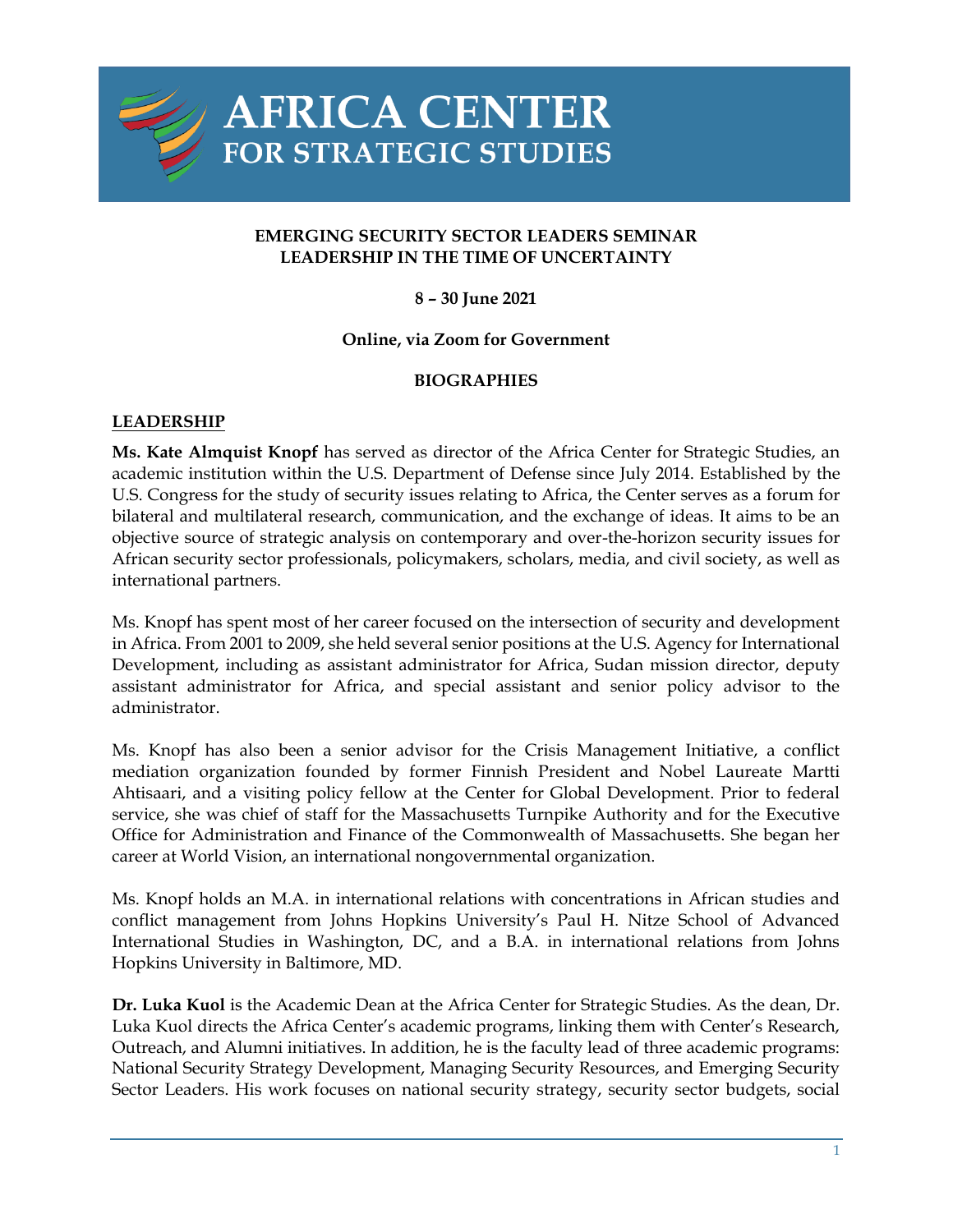# AFRICA CENTER FOR STRATEGIC STUDIES

**EMERGING SECURITY SECTOR LEADERS SEMINAR**
**LEADERSHIP IN THE TIME OF UNCERTAINTY**

**8 – 30 June 2021**

**Online, via Zoom for Government**

**BIOGRAPHIES**

## LEADERSHIP

**Ms. Kate Almquist Knopf** has served as director of the Africa Center for Strategic Studies, an academic institution within the U.S. Department of Defense since July 2014. Established by the U.S. Congress for the study of security issues relating to Africa, the Center serves as a forum for bilateral and multilateral research, communication, and the exchange of ideas. It aims to be an objective source of strategic analysis on contemporary and over-the-horizon security issues for African security sector professionals, policymakers, scholars, media, and civil society, as well as international partners.

Ms. Knopf has spent most of her career focused on the intersection of security and development in Africa. From 2001 to 2009, she held several senior positions at the U.S. Agency for International Development, including as assistant administrator for Africa, Sudan mission director, deputy assistant administrator for Africa, and special assistant and senior policy advisor to the administrator.

Ms. Knopf has also been a senior advisor for the Crisis Management Initiative, a conflict mediation organization founded by former Finnish President and Nobel Laureate Martti Ahtisaari, and a visiting policy fellow at the Center for Global Development. Prior to federal service, she was chief of staff for the Massachusetts Turnpike Authority and for the Executive Office for Administration and Finance of the Commonwealth of Massachusetts. She began her career at World Vision, an international nongovernmental organization.

Ms. Knopf holds an M.A. in international relations with concentrations in African studies and conflict management from Johns Hopkins University's Paul H. Nitze School of Advanced International Studies in Washington, DC, and a B.A. in international relations from Johns Hopkins University in Baltimore, MD.

**Dr. Luka Kuol** is the Academic Dean at the Africa Center for Strategic Studies. As the dean, Dr. Luka Kuol directs the Africa Center's academic programs, linking them with Center's Research, Outreach, and Alumni initiatives. In addition, he is the faculty lead of three academic programs: National Security Strategy Development, Managing Security Resources, and Emerging Security Sector Leaders. His work focuses on national security strategy, security sector budgets, social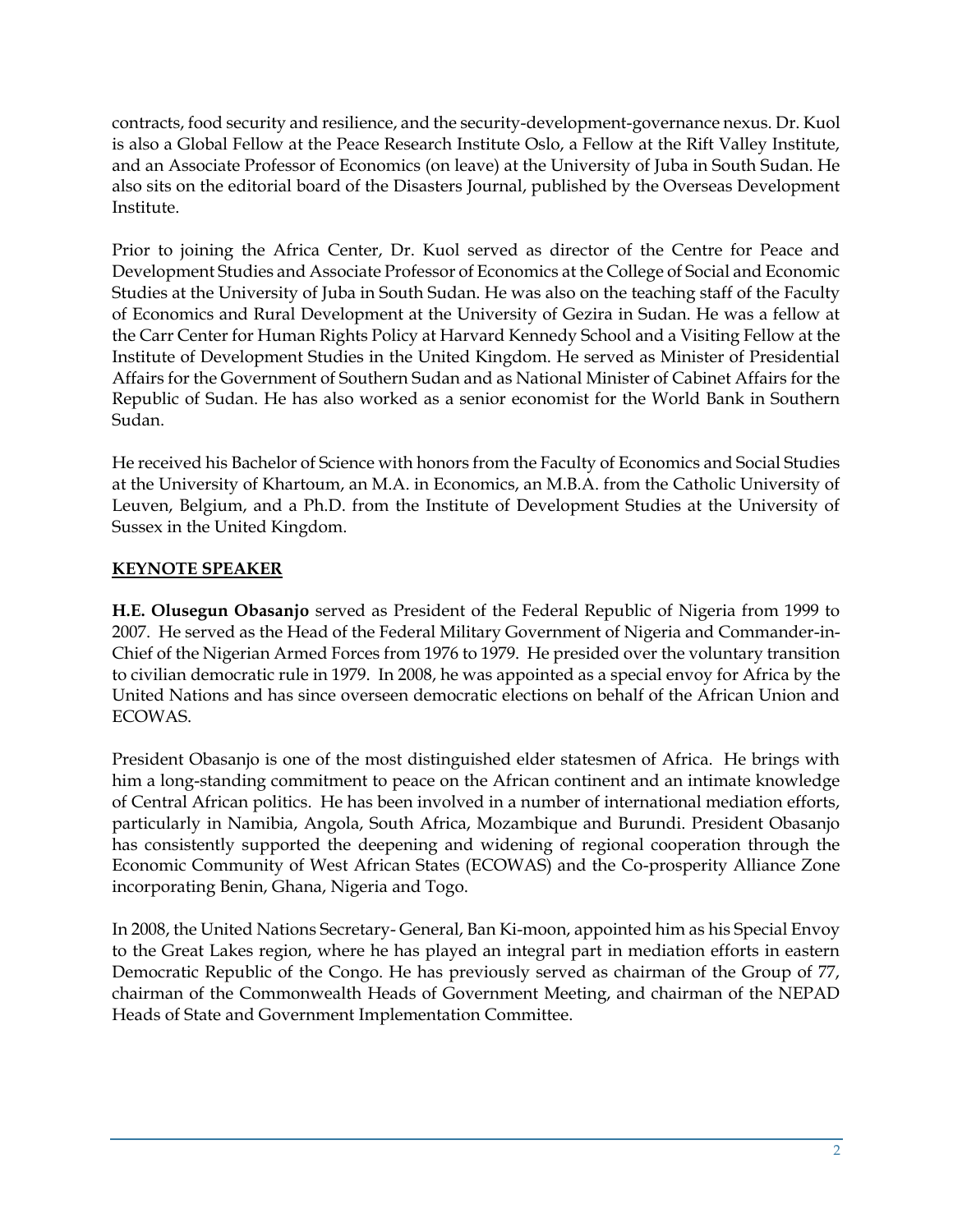contracts, food security and resilience, and the security-development-governance nexus. Dr. Kuol is also a Global Fellow at the Peace Research Institute Oslo, a Fellow at the Rift Valley Institute, and an Associate Professor of Economics (on leave) at the University of Juba in South Sudan. He also sits on the editorial board of the Disasters Journal, published by the Overseas Development Institute.

Prior to joining the Africa Center, Dr. Kuol served as director of the Centre for Peace and Development Studies and Associate Professor of Economics at the College of Social and Economic Studies at the University of Juba in South Sudan. He was also on the teaching staff of the Faculty of Economics and Rural Development at the University of Gezira in Sudan. He was a fellow at the Carr Center for Human Rights Policy at Harvard Kennedy School and a Visiting Fellow at the Institute of Development Studies in the United Kingdom. He served as Minister of Presidential Affairs for the Government of Southern Sudan and as National Minister of Cabinet Affairs for the Republic of Sudan. He has also worked as a senior economist for the World Bank in Southern Sudan.

He received his Bachelor of Science with honors from the Faculty of Economics and Social Studies at the University of Khartoum, an M.A. in Economics, an M.B.A. from the Catholic University of Leuven, Belgium, and a Ph.D. from the Institute of Development Studies at the University of Sussex in the United Kingdom.

## KEYNOTE SPEAKER

**H.E. Olusegun Obasanjo** served as President of the Federal Republic of Nigeria from 1999 to 2007. He served as the Head of the Federal Military Government of Nigeria and Commander-in-Chief of the Nigerian Armed Forces from 1976 to 1979. He presided over the voluntary transition to civilian democratic rule in 1979. In 2008, he was appointed as a special envoy for Africa by the United Nations and has since overseen democratic elections on behalf of the African Union and ECOWAS.

President Obasanjo is one of the most distinguished elder statesmen of Africa. He brings with him a long-standing commitment to peace on the African continent and an intimate knowledge of Central African politics. He has been involved in a number of international mediation efforts, particularly in Namibia, Angola, South Africa, Mozambique and Burundi. President Obasanjo has consistently supported the deepening and widening of regional cooperation through the Economic Community of West African States (ECOWAS) and the Co-prosperity Alliance Zone incorporating Benin, Ghana, Nigeria and Togo.

In 2008, the United Nations Secretary- General, Ban Ki-moon, appointed him as his Special Envoy to the Great Lakes region, where he has played an integral part in mediation efforts in eastern Democratic Republic of the Congo. He has previously served as chairman of the Group of 77, chairman of the Commonwealth Heads of Government Meeting, and chairman of the NEPAD Heads of State and Government Implementation Committee.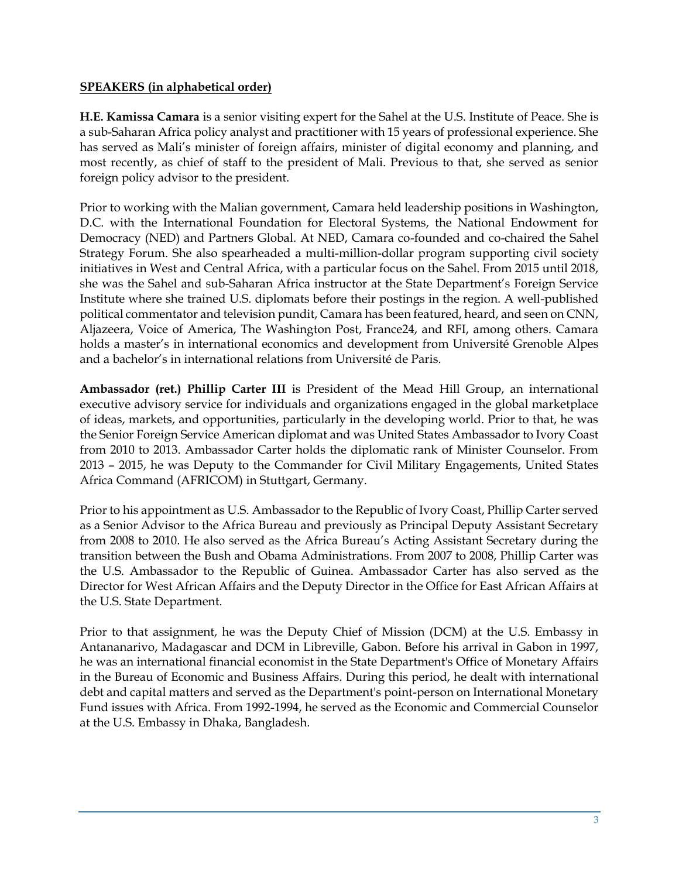**SPEAKERS (in alphabetical order)**

**H.E. Kamissa Camara** is a senior visiting expert for the Sahel at the U.S. Institute of Peace. She is a sub-Saharan Africa policy analyst and practitioner with 15 years of professional experience. She has served as Mali's minister of foreign affairs, minister of digital economy and planning, and most recently, as chief of staff to the president of Mali. Previous to that, she served as senior foreign policy advisor to the president.

Prior to working with the Malian government, Camara held leadership positions in Washington, D.C. with the International Foundation for Electoral Systems, the National Endowment for Democracy (NED) and Partners Global. At NED, Camara co-founded and co-chaired the Sahel Strategy Forum. She also spearheaded a multi-million-dollar program supporting civil society initiatives in West and Central Africa, with a particular focus on the Sahel. From 2015 until 2018, she was the Sahel and sub-Saharan Africa instructor at the State Department's Foreign Service Institute where she trained U.S. diplomats before their postings in the region. A well-published political commentator and television pundit, Camara has been featured, heard, and seen on CNN, Aljazeera, Voice of America, The Washington Post, France24, and RFI, among others. Camara holds a master's in international economics and development from Université Grenoble Alpes and a bachelor's in international relations from Université de Paris.

**Ambassador (ret.) Phillip Carter III** is President of the Mead Hill Group, an international executive advisory service for individuals and organizations engaged in the global marketplace of ideas, markets, and opportunities, particularly in the developing world. Prior to that, he was the Senior Foreign Service American diplomat and was United States Ambassador to Ivory Coast from 2010 to 2013. Ambassador Carter holds the diplomatic rank of Minister Counselor. From 2013 – 2015, he was Deputy to the Commander for Civil Military Engagements, United States Africa Command (AFRICOM) in Stuttgart, Germany.

Prior to his appointment as U.S. Ambassador to the Republic of Ivory Coast, Phillip Carter served as a Senior Advisor to the Africa Bureau and previously as Principal Deputy Assistant Secretary from 2008 to 2010. He also served as the Africa Bureau's Acting Assistant Secretary during the transition between the Bush and Obama Administrations. From 2007 to 2008, Phillip Carter was the U.S. Ambassador to the Republic of Guinea. Ambassador Carter has also served as the Director for West African Affairs and the Deputy Director in the Office for East African Affairs at the U.S. State Department.

Prior to that assignment, he was the Deputy Chief of Mission (DCM) at the U.S. Embassy in Antananarivo, Madagascar and DCM in Libreville, Gabon. Before his arrival in Gabon in 1997, he was an international financial economist in the State Department's Office of Monetary Affairs in the Bureau of Economic and Business Affairs. During this period, he dealt with international debt and capital matters and served as the Department's point-person on International Monetary Fund issues with Africa. From 1992-1994, he served as the Economic and Commercial Counselor at the U.S. Embassy in Dhaka, Bangladesh.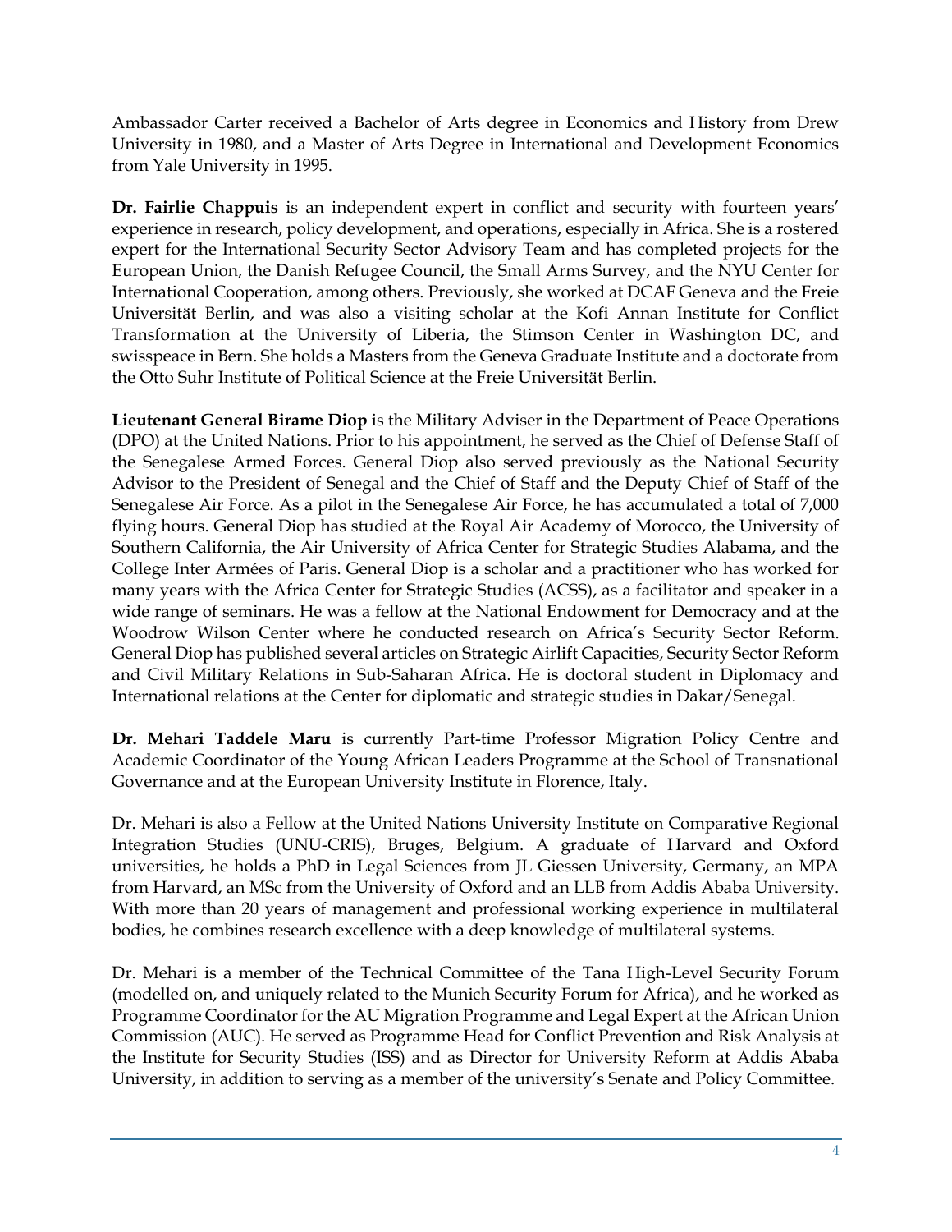Ambassador Carter received a Bachelor of Arts degree in Economics and History from Drew University in 1980, and a Master of Arts Degree in International and Development Economics from Yale University in 1995.

**Dr. Fairlie Chappuis** is an independent expert in conflict and security with fourteen years' experience in research, policy development, and operations, especially in Africa. She is a rostered expert for the International Security Sector Advisory Team and has completed projects for the European Union, the Danish Refugee Council, the Small Arms Survey, and the NYU Center for International Cooperation, among others. Previously, she worked at DCAF Geneva and the Freie Universität Berlin, and was also a visiting scholar at the Kofi Annan Institute for Conflict Transformation at the University of Liberia, the Stimson Center in Washington DC, and swisspeace in Bern. She holds a Masters from the Geneva Graduate Institute and a doctorate from the Otto Suhr Institute of Political Science at the Freie Universität Berlin.

**Lieutenant General Birame Diop** is the Military Adviser in the Department of Peace Operations (DPO) at the United Nations. Prior to his appointment, he served as the Chief of Defense Staff of the Senegalese Armed Forces. General Diop also served previously as the National Security Advisor to the President of Senegal and the Chief of Staff and the Deputy Chief of Staff of the Senegalese Air Force. As a pilot in the Senegalese Air Force, he has accumulated a total of 7,000 flying hours. General Diop has studied at the Royal Air Academy of Morocco, the University of Southern California, the Air University of Africa Center for Strategic Studies Alabama, and the College Inter Armées of Paris. General Diop is a scholar and a practitioner who has worked for many years with the Africa Center for Strategic Studies (ACSS), as a facilitator and speaker in a wide range of seminars. He was a fellow at the National Endowment for Democracy and at the Woodrow Wilson Center where he conducted research on Africa's Security Sector Reform. General Diop has published several articles on Strategic Airlift Capacities, Security Sector Reform and Civil Military Relations in Sub-Saharan Africa. He is doctoral student in Diplomacy and International relations at the Center for diplomatic and strategic studies in Dakar/Senegal.

**Dr. Mehari Taddele Maru** is currently Part-time Professor Migration Policy Centre and Academic Coordinator of the Young African Leaders Programme at the School of Transnational Governance and at the European University Institute in Florence, Italy.

Dr. Mehari is also a Fellow at the United Nations University Institute on Comparative Regional Integration Studies (UNU-CRIS), Bruges, Belgium. A graduate of Harvard and Oxford universities, he holds a PhD in Legal Sciences from JL Giessen University, Germany, an MPA from Harvard, an MSc from the University of Oxford and an LLB from Addis Ababa University. With more than 20 years of management and professional working experience in multilateral bodies, he combines research excellence with a deep knowledge of multilateral systems.

Dr. Mehari is a member of the Technical Committee of the Tana High-Level Security Forum (modelled on, and uniquely related to the Munich Security Forum for Africa), and he worked as Programme Coordinator for the AU Migration Programme and Legal Expert at the African Union Commission (AUC). He served as Programme Head for Conflict Prevention and Risk Analysis at the Institute for Security Studies (ISS) and as Director for University Reform at Addis Ababa University, in addition to serving as a member of the university's Senate and Policy Committee.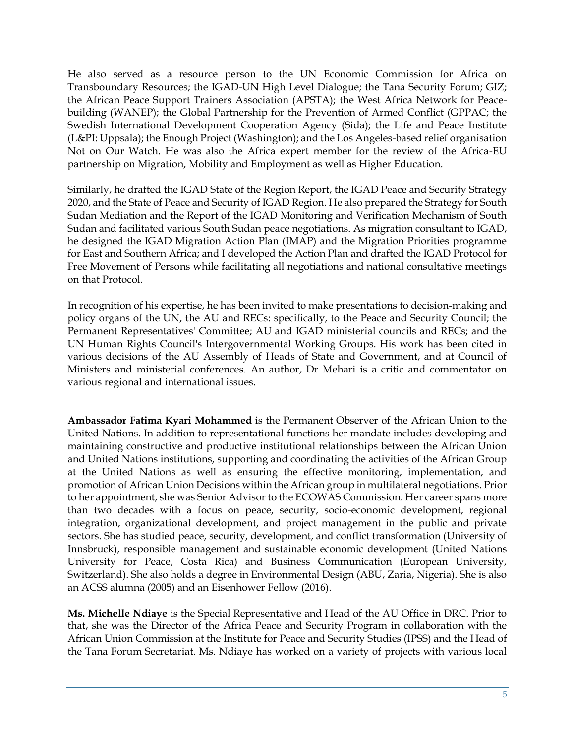He also served as a resource person to the UN Economic Commission for Africa on Transboundary Resources; the IGAD-UN High Level Dialogue; the Tana Security Forum; GIZ; the African Peace Support Trainers Association (APSTA); the West Africa Network for Peace-building (WANEP); the Global Partnership for the Prevention of Armed Conflict (GPPAC; the Swedish International Development Cooperation Agency (Sida); the Life and Peace Institute (L&PI: Uppsala); the Enough Project (Washington); and the Los Angeles-based relief organisation Not on Our Watch. He was also the Africa expert member for the review of the Africa-EU partnership on Migration, Mobility and Employment as well as Higher Education.

Similarly, he drafted the IGAD State of the Region Report, the IGAD Peace and Security Strategy 2020, and the State of Peace and Security of IGAD Region. He also prepared the Strategy for South Sudan Mediation and the Report of the IGAD Monitoring and Verification Mechanism of South Sudan and facilitated various South Sudan peace negotiations. As migration consultant to IGAD, he designed the IGAD Migration Action Plan (IMAP) and the Migration Priorities programme for East and Southern Africa; and I developed the Action Plan and drafted the IGAD Protocol for Free Movement of Persons while facilitating all negotiations and national consultative meetings on that Protocol.

In recognition of his expertise, he has been invited to make presentations to decision-making and policy organs of the UN, the AU and RECs: specifically, to the Peace and Security Council; the Permanent Representatives' Committee; AU and IGAD ministerial councils and RECs; and the UN Human Rights Council's Intergovernmental Working Groups. His work has been cited in various decisions of the AU Assembly of Heads of State and Government, and at Council of Ministers and ministerial conferences. An author, Dr Mehari is a critic and commentator on various regional and international issues.

**Ambassador Fatima Kyari Mohammed** is the Permanent Observer of the African Union to the United Nations. In addition to representational functions her mandate includes developing and maintaining constructive and productive institutional relationships between the African Union and United Nations institutions, supporting and coordinating the activities of the African Group at the United Nations as well as ensuring the effective monitoring, implementation, and promotion of African Union Decisions within the African group in multilateral negotiations. Prior to her appointment, she was Senior Advisor to the ECOWAS Commission. Her career spans more than two decades with a focus on peace, security, socio-economic development, regional integration, organizational development, and project management in the public and private sectors. She has studied peace, security, development, and conflict transformation (University of Innsbruck), responsible management and sustainable economic development (United Nations University for Peace, Costa Rica) and Business Communication (European University, Switzerland). She also holds a degree in Environmental Design (ABU, Zaria, Nigeria). She is also an ACSS alumna (2005) and an Eisenhower Fellow (2016).

**Ms. Michelle Ndiaye** is the Special Representative and Head of the AU Office in DRC. Prior to that, she was the Director of the Africa Peace and Security Program in collaboration with the African Union Commission at the Institute for Peace and Security Studies (IPSS) and the Head of the Tana Forum Secretariat. Ms. Ndiaye has worked on a variety of projects with various local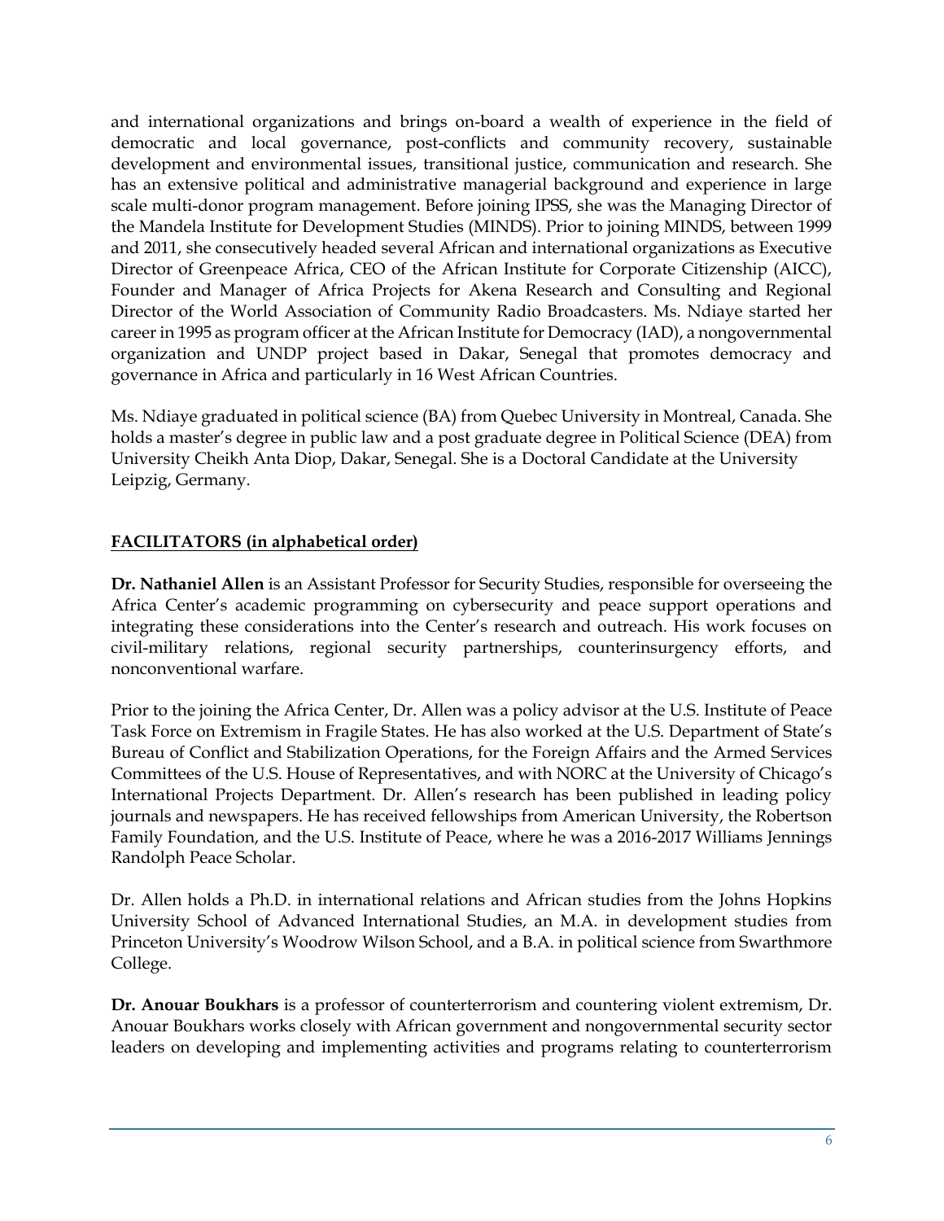and international organizations and brings on-board a wealth of experience in the field of democratic and local governance, post-conflicts and community recovery, sustainable development and environmental issues, transitional justice, communication and research. She has an extensive political and administrative managerial background and experience in large scale multi-donor program management. Before joining IPSS, she was the Managing Director of the Mandela Institute for Development Studies (MINDS). Prior to joining MINDS, between 1999 and 2011, she consecutively headed several African and international organizations as Executive Director of Greenpeace Africa, CEO of the African Institute for Corporate Citizenship (AICC), Founder and Manager of Africa Projects for Akena Research and Consulting and Regional Director of the World Association of Community Radio Broadcasters. Ms. Ndiaye started her career in 1995 as program officer at the African Institute for Democracy (IAD), a nongovernmental organization and UNDP project based in Dakar, Senegal that promotes democracy and governance in Africa and particularly in 16 West African Countries.

Ms. Ndiaye graduated in political science (BA) from Quebec University in Montreal, Canada. She holds a master's degree in public law and a post graduate degree in Political Science (DEA) from University Cheikh Anta Diop, Dakar, Senegal. She is a Doctoral Candidate at the University Leipzig, Germany.

## FACILITATORS (in alphabetical order)

**Dr. Nathaniel Allen** is an Assistant Professor for Security Studies, responsible for overseeing the Africa Center's academic programming on cybersecurity and peace support operations and integrating these considerations into the Center's research and outreach. His work focuses on civil-military relations, regional security partnerships, counterinsurgency efforts, and nonconventional warfare.

Prior to the joining the Africa Center, Dr. Allen was a policy advisor at the U.S. Institute of Peace Task Force on Extremism in Fragile States. He has also worked at the U.S. Department of State's Bureau of Conflict and Stabilization Operations, for the Foreign Affairs and the Armed Services Committees of the U.S. House of Representatives, and with NORC at the University of Chicago's International Projects Department. Dr. Allen's research has been published in leading policy journals and newspapers. He has received fellowships from American University, the Robertson Family Foundation, and the U.S. Institute of Peace, where he was a 2016-2017 Williams Jennings Randolph Peace Scholar.

Dr. Allen holds a Ph.D. in international relations and African studies from the Johns Hopkins University School of Advanced International Studies, an M.A. in development studies from Princeton University's Woodrow Wilson School, and a B.A. in political science from Swarthmore College.

**Dr. Anouar Boukhars** is a professor of counterterrorism and countering violent extremism, Dr. Anouar Boukhars works closely with African government and nongovernmental security sector leaders on developing and implementing activities and programs relating to counterterrorism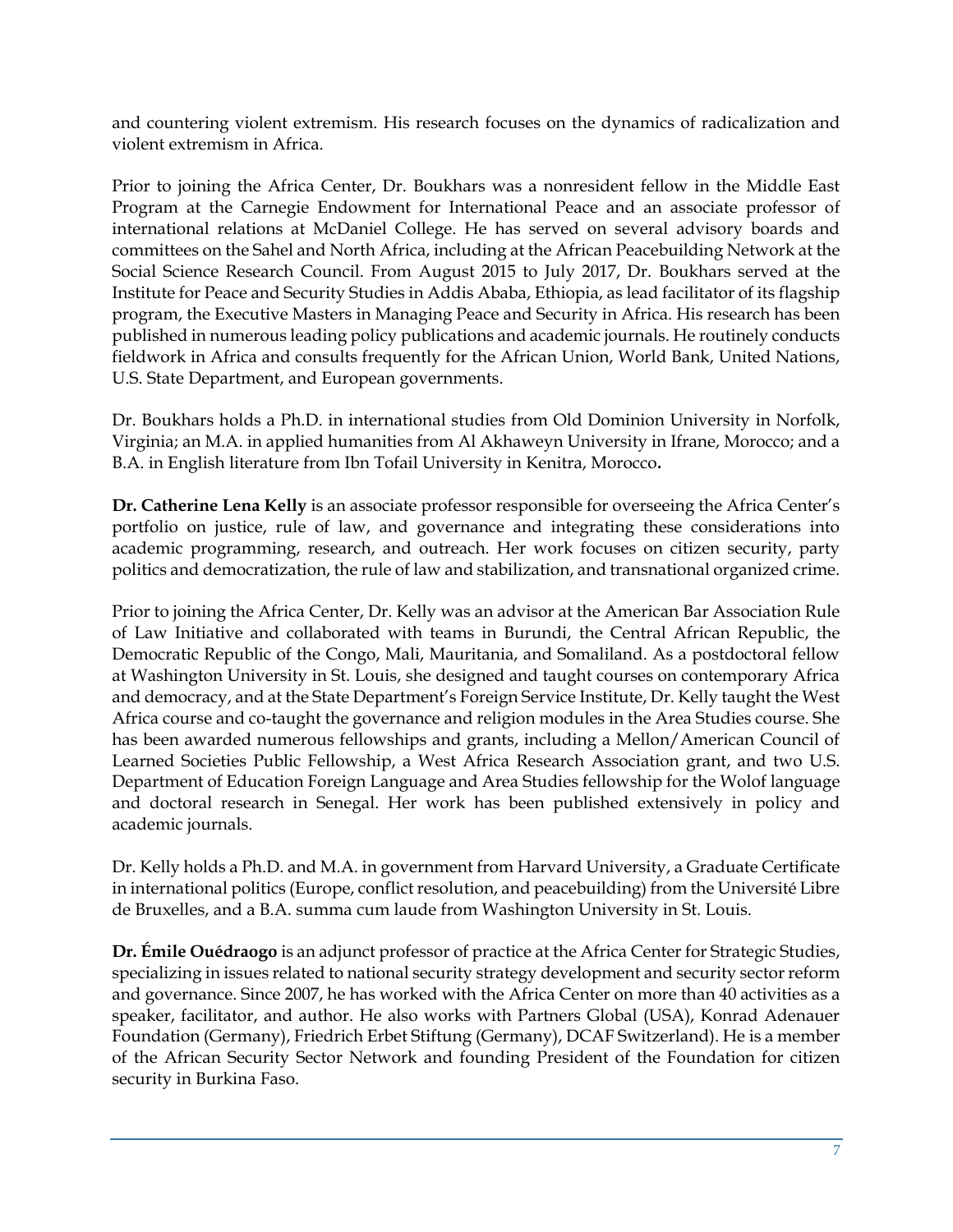and countering violent extremism. His research focuses on the dynamics of radicalization and violent extremism in Africa.

Prior to joining the Africa Center, Dr. Boukhars was a nonresident fellow in the Middle East Program at the Carnegie Endowment for International Peace and an associate professor of international relations at McDaniel College. He has served on several advisory boards and committees on the Sahel and North Africa, including at the African Peacebuilding Network at the Social Science Research Council. From August 2015 to July 2017, Dr. Boukhars served at the Institute for Peace and Security Studies in Addis Ababa, Ethiopia, as lead facilitator of its flagship program, the Executive Masters in Managing Peace and Security in Africa. His research has been published in numerous leading policy publications and academic journals. He routinely conducts fieldwork in Africa and consults frequently for the African Union, World Bank, United Nations, U.S. State Department, and European governments.

Dr. Boukhars holds a Ph.D. in international studies from Old Dominion University in Norfolk, Virginia; an M.A. in applied humanities from Al Akhaweyn University in Ifrane, Morocco; and a B.A. in English literature from Ibn Tofail University in Kenitra, Morocco**.**

**Dr. Catherine Lena Kelly** is an associate professor responsible for overseeing the Africa Center's portfolio on justice, rule of law, and governance and integrating these considerations into academic programming, research, and outreach. Her work focuses on citizen security, party politics and democratization, the rule of law and stabilization, and transnational organized crime.

Prior to joining the Africa Center, Dr. Kelly was an advisor at the American Bar Association Rule of Law Initiative and collaborated with teams in Burundi, the Central African Republic, the Democratic Republic of the Congo, Mali, Mauritania, and Somaliland. As a postdoctoral fellow at Washington University in St. Louis, she designed and taught courses on contemporary Africa and democracy, and at the State Department's Foreign Service Institute, Dr. Kelly taught the West Africa course and co-taught the governance and religion modules in the Area Studies course. She has been awarded numerous fellowships and grants, including a Mellon/American Council of Learned Societies Public Fellowship, a West Africa Research Association grant, and two U.S. Department of Education Foreign Language and Area Studies fellowship for the Wolof language and doctoral research in Senegal. Her work has been published extensively in policy and academic journals.

Dr. Kelly holds a Ph.D. and M.A. in government from Harvard University, a Graduate Certificate in international politics (Europe, conflict resolution, and peacebuilding) from the Université Libre de Bruxelles, and a B.A. summa cum laude from Washington University in St. Louis.

**Dr. Émile Ouédraogo** is an adjunct professor of practice at the Africa Center for Strategic Studies, specializing in issues related to national security strategy development and security sector reform and governance. Since 2007, he has worked with the Africa Center on more than 40 activities as a speaker, facilitator, and author. He also works with Partners Global (USA), Konrad Adenauer Foundation (Germany), Friedrich Erbet Stiftung (Germany), DCAF Switzerland). He is a member of the African Security Sector Network and founding President of the Foundation for citizen security in Burkina Faso.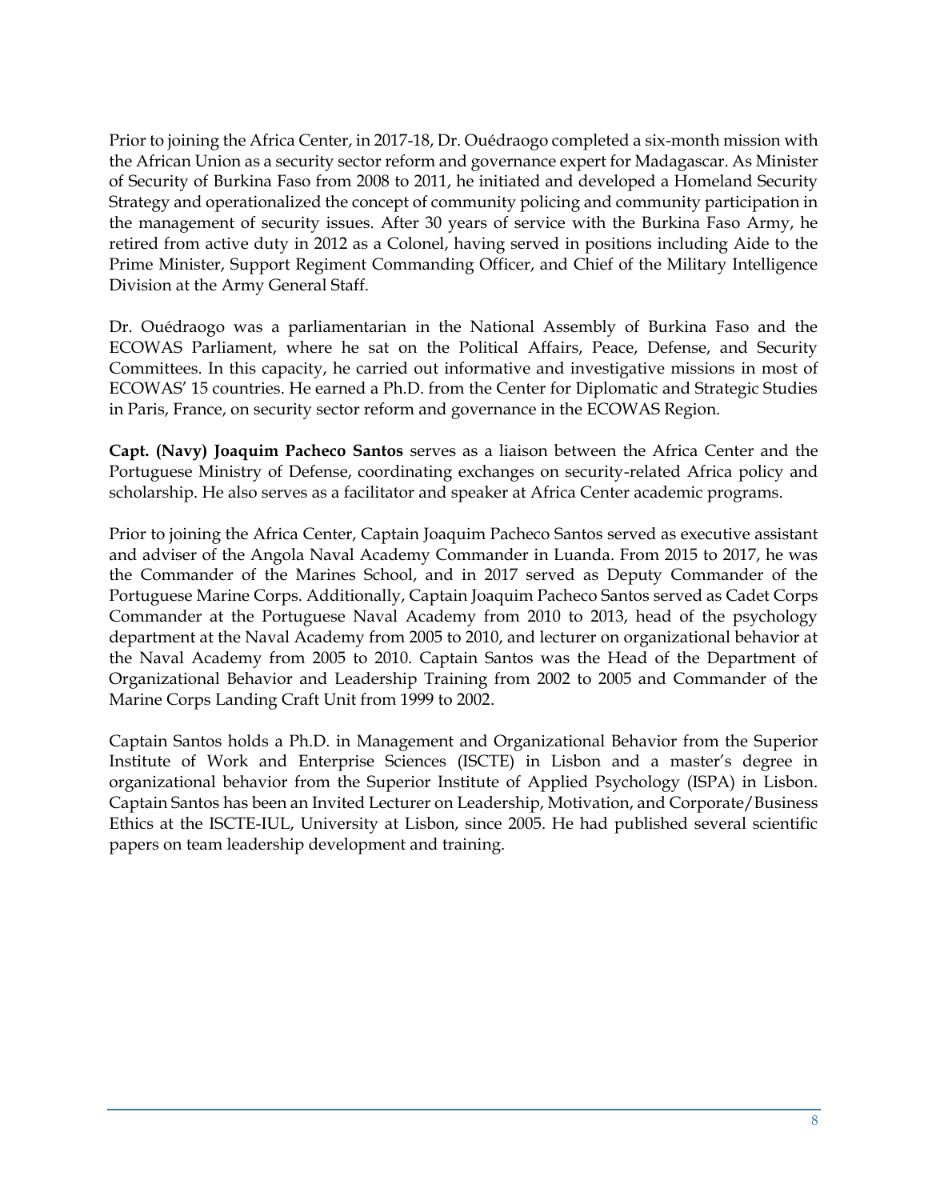Prior to joining the Africa Center, in 2017-18, Dr. Ouédraogo completed a six-month mission with the African Union as a security sector reform and governance expert for Madagascar. As Minister of Security of Burkina Faso from 2008 to 2011, he initiated and developed a Homeland Security Strategy and operationalized the concept of community policing and community participation in the management of security issues. After 30 years of service with the Burkina Faso Army, he retired from active duty in 2012 as a Colonel, having served in positions including Aide to the Prime Minister, Support Regiment Commanding Officer, and Chief of the Military Intelligence Division at the Army General Staff.

Dr. Ouédraogo was a parliamentarian in the National Assembly of Burkina Faso and the ECOWAS Parliament, where he sat on the Political Affairs, Peace, Defense, and Security Committees. In this capacity, he carried out informative and investigative missions in most of ECOWAS' 15 countries. He earned a Ph.D. from the Center for Diplomatic and Strategic Studies in Paris, France, on security sector reform and governance in the ECOWAS Region.

**Capt. (Navy) Joaquim Pacheco Santos** serves as a liaison between the Africa Center and the Portuguese Ministry of Defense, coordinating exchanges on security-related Africa policy and scholarship. He also serves as a facilitator and speaker at Africa Center academic programs.

Prior to joining the Africa Center, Captain Joaquim Pacheco Santos served as executive assistant and adviser of the Angola Naval Academy Commander in Luanda. From 2015 to 2017, he was the Commander of the Marines School, and in 2017 served as Deputy Commander of the Portuguese Marine Corps. Additionally, Captain Joaquim Pacheco Santos served as Cadet Corps Commander at the Portuguese Naval Academy from 2010 to 2013, head of the psychology department at the Naval Academy from 2005 to 2010, and lecturer on organizational behavior at the Naval Academy from 2005 to 2010. Captain Santos was the Head of the Department of Organizational Behavior and Leadership Training from 2002 to 2005 and Commander of the Marine Corps Landing Craft Unit from 1999 to 2002.

Captain Santos holds a Ph.D. in Management and Organizational Behavior from the Superior Institute of Work and Enterprise Sciences (ISCTE) in Lisbon and a master's degree in organizational behavior from the Superior Institute of Applied Psychology (ISPA) in Lisbon. Captain Santos has been an Invited Lecturer on Leadership, Motivation, and Corporate/Business Ethics at the ISCTE-IUL, University at Lisbon, since 2005. He had published several scientific papers on team leadership development and training.